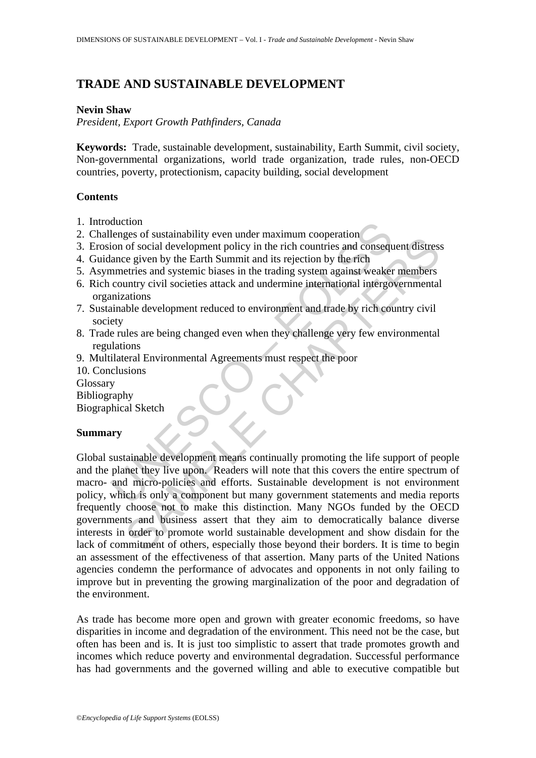# TRADE AND SUSTAINABLE DEVELOPMENT

**Nevin Shaw**

*President, Export Growth Pathfinders, Canada*

**Keywords:** Trade, sustainable development, sustainability, Earth Summit, civil society, Non-governmental organizations, world trade organization, trade rules, non-OECD countries, poverty, protectionism, capacity building, social development

## Contents

1. Introduction
2. Challenges of sustainability even under maximum cooperation
3. Erosion of social development policy in the rich countries and consequent distress
4. Guidance given by the Earth Summit and its rejection by the rich
5. Asymmetries and systemic biases in the trading system against weaker members
6. Rich country civil societies attack and undermine international intergovernmental organizations
7. Sustainable development reduced to environment and trade by rich country civil society
8. Trade rules are being changed even when they challenge very few environmental regulations
9. Multilateral Environmental Agreements must respect the poor
10. Conclusions

Glossary

Bibliography

Biographical Sketch

## Summary

Global sustainable development means continually promoting the life support of people and the planet they live upon. Readers will note that this covers the entire spectrum of macro- and micro-policies and efforts. Sustainable development is not environment policy, which is only a component but many government statements and media reports frequently choose not to make this distinction. Many NGOs funded by the OECD governments and business assert that they aim to democratically balance diverse interests in order to promote world sustainable development and show disdain for the lack of commitment of others, especially those beyond their borders. It is time to begin an assessment of the effectiveness of that assertion. Many parts of the United Nations agencies condemn the performance of advocates and opponents in not only failing to improve but in preventing the growing marginalization of the poor and degradation of the environment.

As trade has become more open and grown with greater economic freedoms, so have disparities in income and degradation of the environment. This need not be the case, but often has been and is. It is just too simplistic to assert that trade promotes growth and incomes which reduce poverty and environmental degradation. Successful performance has had governments and the governed willing and able to executive compatible but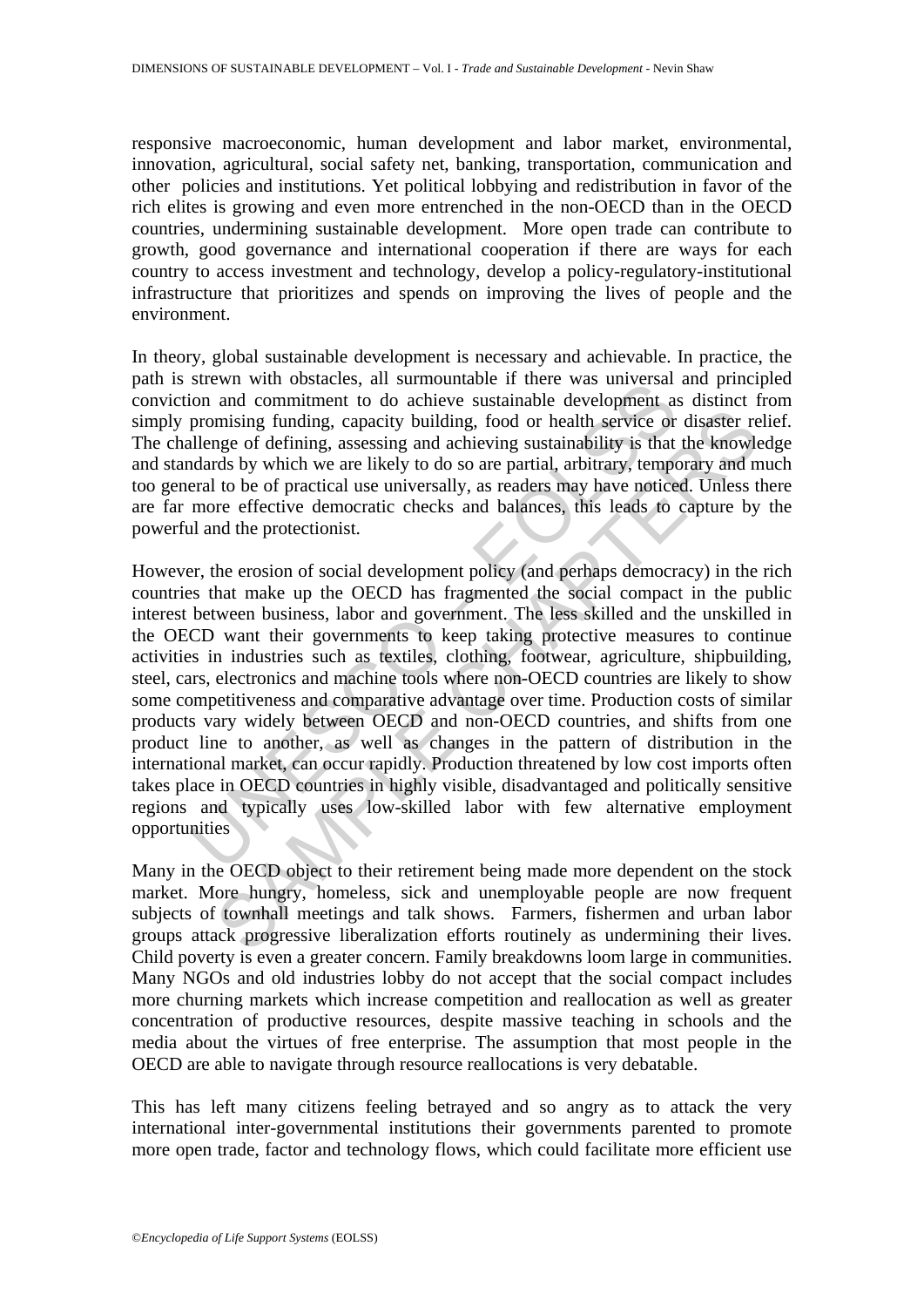responsive macroeconomic, human development and labor market, environmental, innovation, agricultural, social safety net, banking, transportation, communication and other policies and institutions. Yet political lobbying and redistribution in favor of the rich elites is growing and even more entrenched in the non-OECD than in the OECD countries, undermining sustainable development. More open trade can contribute to growth, good governance and international cooperation if there are ways for each country to access investment and technology, develop a policy-regulatory-institutional infrastructure that prioritizes and spends on improving the lives of people and the environment.

In theory, global sustainable development is necessary and achievable. In practice, the path is strewn with obstacles, all surmountable if there was universal and principled conviction and commitment to do achieve sustainable development as distinct from simply promising funding, capacity building, food or health service or disaster relief. The challenge of defining, assessing and achieving sustainability is that the knowledge and standards by which we are likely to do so are partial, arbitrary, temporary and much too general to be of practical use universally, as readers may have noticed. Unless there are far more effective democratic checks and balances, this leads to capture by the powerful and the protectionist.

However, the erosion of social development policy (and perhaps democracy) in the rich countries that make up the OECD has fragmented the social compact in the public interest between business, labor and government. The less skilled and the unskilled in the OECD want their governments to keep taking protective measures to continue activities in industries such as textiles, clothing, footwear, agriculture, shipbuilding, steel, cars, electronics and machine tools where non-OECD countries are likely to show some competitiveness and comparative advantage over time. Production costs of similar products vary widely between OECD and non-OECD countries, and shifts from one product line to another, as well as changes in the pattern of distribution in the international market, can occur rapidly. Production threatened by low cost imports often takes place in OECD countries in highly visible, disadvantaged and politically sensitive regions and typically uses low-skilled labor with few alternative employment opportunities

Many in the OECD object to their retirement being made more dependent on the stock market. More hungry, homeless, sick and unemployable people are now frequent subjects of townhall meetings and talk shows. Farmers, fishermen and urban labor groups attack progressive liberalization efforts routinely as undermining their lives. Child poverty is even a greater concern. Family breakdowns loom large in communities. Many NGOs and old industries lobby do not accept that the social compact includes more churning markets which increase competition and reallocation as well as greater concentration of productive resources, despite massive teaching in schools and the media about the virtues of free enterprise. The assumption that most people in the OECD are able to navigate through resource reallocations is very debatable.

This has left many citizens feeling betrayed and so angry as to attack the very international inter-governmental institutions their governments parented to promote more open trade, factor and technology flows, which could facilitate more efficient use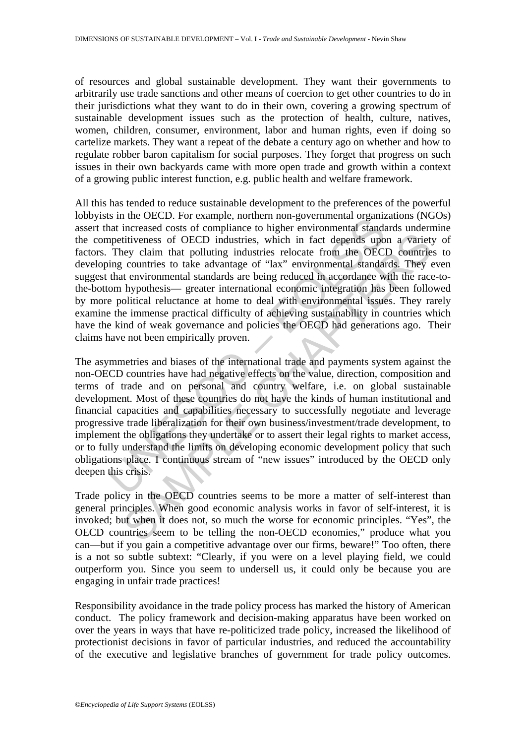of resources and global sustainable development. They want their governments to arbitrarily use trade sanctions and other means of coercion to get other countries to do in their jurisdictions what they want to do in their own, covering a growing spectrum of sustainable development issues such as the protection of health, culture, natives, women, children, consumer, environment, labor and human rights, even if doing so cartelize markets. They want a repeat of the debate a century ago on whether and how to regulate robber baron capitalism for social purposes. They forget that progress on such issues in their own backyards came with more open trade and growth within a context of a growing public interest function, e.g. public health and welfare framework.

All this has tended to reduce sustainable development to the preferences of the powerful lobbyists in the OECD. For example, northern non-governmental organizations (NGOs) assert that increased costs of compliance to higher environmental standards undermine the competitiveness of OECD industries, which in fact depends upon a variety of factors. They claim that polluting industries relocate from the OECD countries to developing countries to take advantage of "lax" environmental standards. They even suggest that environmental standards are being reduced in accordance with the race-to-the-bottom hypothesis— greater international economic integration has been followed by more political reluctance at home to deal with environmental issues. They rarely examine the immense practical difficulty of achieving sustainability in countries which have the kind of weak governance and policies the OECD had generations ago. Their claims have not been empirically proven.

The asymmetries and biases of the international trade and payments system against the non-OECD countries have had negative effects on the value, direction, composition and terms of trade and on personal and country welfare, i.e. on global sustainable development. Most of these countries do not have the kinds of human institutional and financial capacities and capabilities necessary to successfully negotiate and leverage progressive trade liberalization for their own business/investment/trade development, to implement the obligations they undertake or to assert their legal rights to market access, or to fully understand the limits on developing economic development policy that such obligations place. I continuous stream of "new issues" introduced by the OECD only deepen this crisis.

Trade policy in the OECD countries seems to be more a matter of self-interest than general principles. When good economic analysis works in favor of self-interest, it is invoked; but when it does not, so much the worse for economic principles. "Yes", the OECD countries seem to be telling the non-OECD economies," produce what you can—but if you gain a competitive advantage over our firms, beware!" Too often, there is a not so subtle subtext: "Clearly, if you were on a level playing field, we could outperform you. Since you seem to undersell us, it could only be because you are engaging in unfair trade practices!

Responsibility avoidance in the trade policy process has marked the history of American conduct. The policy framework and decision-making apparatus have been worked on over the years in ways that have re-politicized trade policy, increased the likelihood of protectionist decisions in favor of particular industries, and reduced the accountability of the executive and legislative branches of government for trade policy outcomes.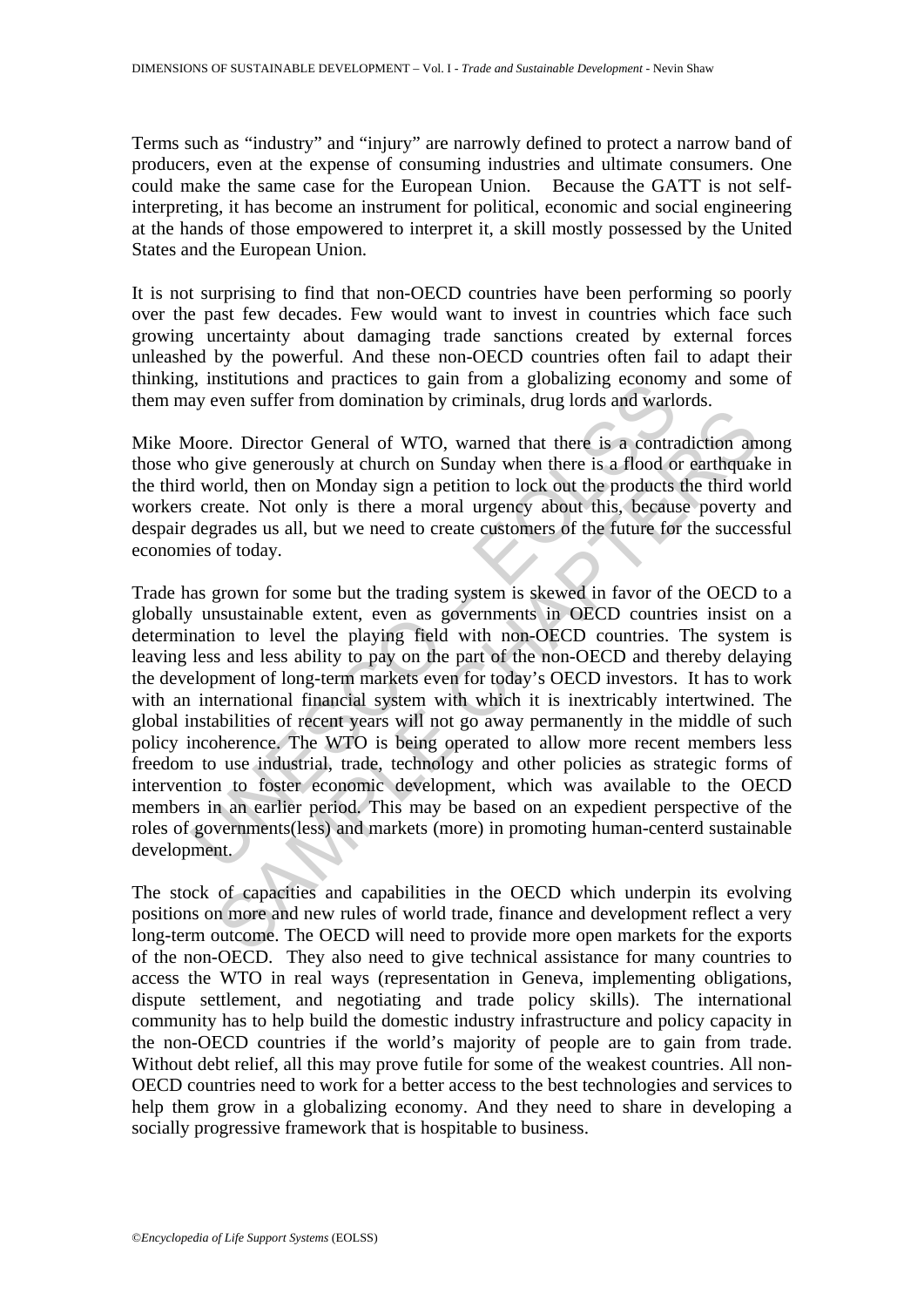Terms such as "industry" and "injury" are narrowly defined to protect a narrow band of producers, even at the expense of consuming industries and ultimate consumers. One could make the same case for the European Union. Because the GATT is not self-interpreting, it has become an instrument for political, economic and social engineering at the hands of those empowered to interpret it, a skill mostly possessed by the United States and the European Union.

It is not surprising to find that non-OECD countries have been performing so poorly over the past few decades. Few would want to invest in countries which face such growing uncertainty about damaging trade sanctions created by external forces unleashed by the powerful. And these non-OECD countries often fail to adapt their thinking, institutions and practices to gain from a globalizing economy and some of them may even suffer from domination by criminals, drug lords and warlords.

Mike Moore. Director General of WTO, warned that there is a contradiction among those who give generously at church on Sunday when there is a flood or earthquake in the third world, then on Monday sign a petition to lock out the products the third world workers create. Not only is there a moral urgency about this, because poverty and despair degrades us all, but we need to create customers of the future for the successful economies of today.

Trade has grown for some but the trading system is skewed in favor of the OECD to a globally unsustainable extent, even as governments in OECD countries insist on a determination to level the playing field with non-OECD countries. The system is leaving less and less ability to pay on the part of the non-OECD and thereby delaying the development of long-term markets even for today's OECD investors. It has to work with an international financial system with which it is inextricably intertwined. The global instabilities of recent years will not go away permanently in the middle of such policy incoherence. The WTO is being operated to allow more recent members less freedom to use industrial, trade, technology and other policies as strategic forms of intervention to foster economic development, which was available to the OECD members in an earlier period. This may be based on an expedient perspective of the roles of governments(less) and markets (more) in promoting human-centerd sustainable development.

The stock of capacities and capabilities in the OECD which underpin its evolving positions on more and new rules of world trade, finance and development reflect a very long-term outcome. The OECD will need to provide more open markets for the exports of the non-OECD. They also need to give technical assistance for many countries to access the WTO in real ways (representation in Geneva, implementing obligations, dispute settlement, and negotiating and trade policy skills). The international community has to help build the domestic industry infrastructure and policy capacity in the non-OECD countries if the world's majority of people are to gain from trade. Without debt relief, all this may prove futile for some of the weakest countries. All non-OECD countries need to work for a better access to the best technologies and services to help them grow in a globalizing economy. And they need to share in developing a socially progressive framework that is hospitable to business.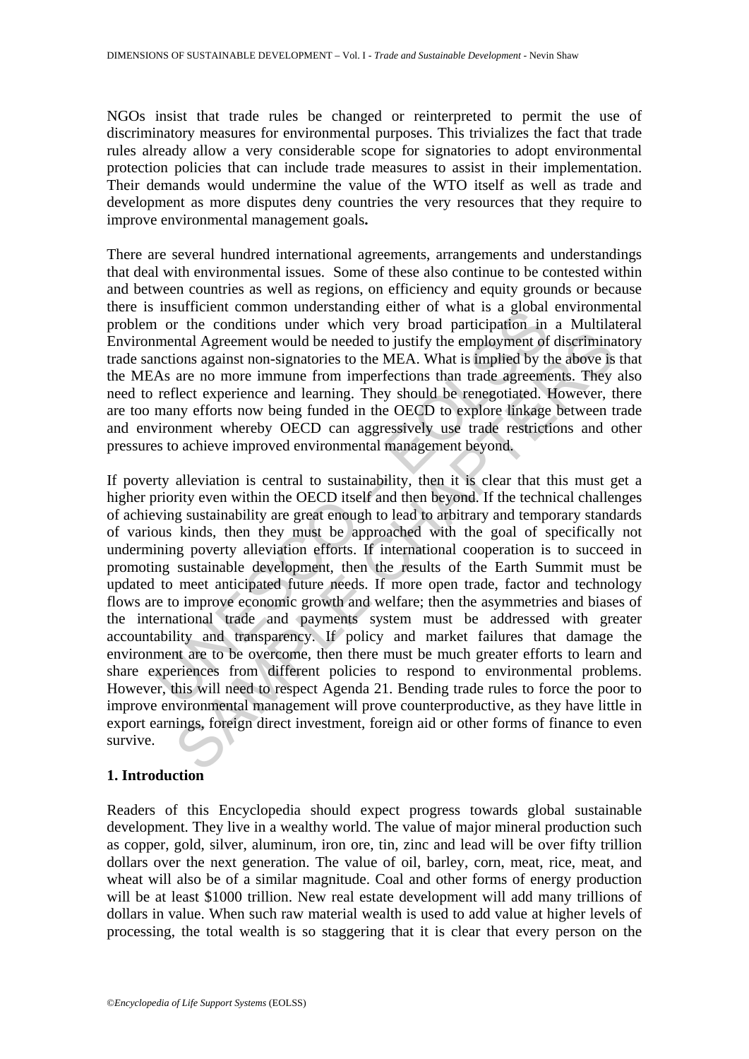NGOs insist that trade rules be changed or reinterpreted to permit the use of discriminatory measures for environmental purposes. This trivializes the fact that trade rules already allow a very considerable scope for signatories to adopt environmental protection policies that can include trade measures to assist in their implementation. Their demands would undermine the value of the WTO itself as well as trade and development as more disputes deny countries the very resources that they require to improve environmental management goals**.**

There are several hundred international agreements, arrangements and understandings that deal with environmental issues. Some of these also continue to be contested within and between countries as well as regions, on efficiency and equity grounds or because there is insufficient common understanding either of what is a global environmental problem or the conditions under which very broad participation in a Multilateral Environmental Agreement would be needed to justify the employment of discriminatory trade sanctions against non-signatories to the MEA. What is implied by the above is that the MEAs are no more immune from imperfections than trade agreements. They also need to reflect experience and learning. They should be renegotiated. However, there are too many efforts now being funded in the OECD to explore linkage between trade and environment whereby OECD can aggressively use trade restrictions and other pressures to achieve improved environmental management beyond.

If poverty alleviation is central to sustainability, then it is clear that this must get a higher priority even within the OECD itself and then beyond. If the technical challenges of achieving sustainability are great enough to lead to arbitrary and temporary standards of various kinds, then they must be approached with the goal of specifically not undermining poverty alleviation efforts. If international cooperation is to succeed in promoting sustainable development, then the results of the Earth Summit must be updated to meet anticipated future needs. If more open trade, factor and technology flows are to improve economic growth and welfare; then the asymmetries and biases of the international trade and payments system must be addressed with greater accountability and transparency. If policy and market failures that damage the environment are to be overcome, then there must be much greater efforts to learn and share experiences from different policies to respond to environmental problems. However, this will need to respect Agenda 21. Bending trade rules to force the poor to improve environmental management will prove counterproductive, as they have little in export earnings, foreign direct investment, foreign aid or other forms of finance to even survive.

## 1. Introduction

Readers of this Encyclopedia should expect progress towards global sustainable development. They live in a wealthy world. The value of major mineral production such as copper, gold, silver, aluminum, iron ore, tin, zinc and lead will be over fifty trillion dollars over the next generation. The value of oil, barley, corn, meat, rice, meat, and wheat will also be of a similar magnitude. Coal and other forms of energy production will be at least $1000 trillion. New real estate development will add many trillions of dollars in value. When such raw material wealth is used to add value at higher levels of processing, the total wealth is so staggering that it is clear that every person on the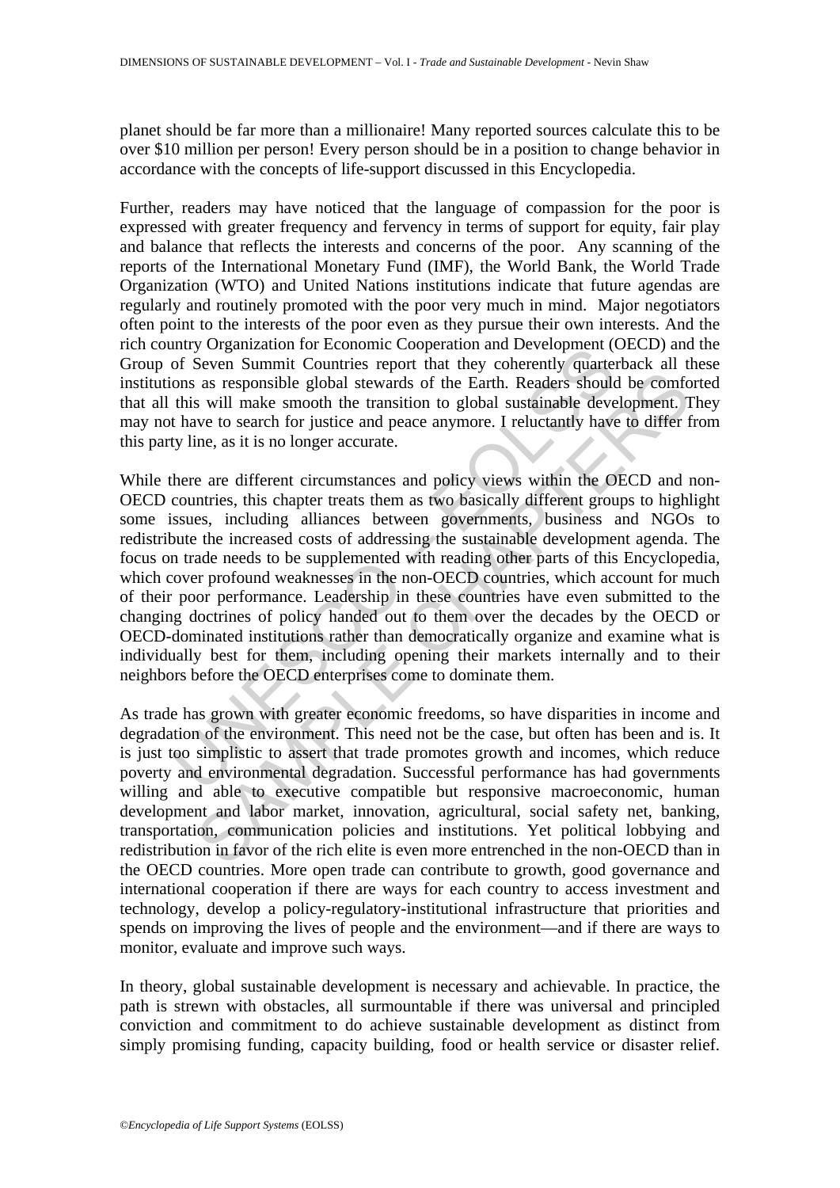planet should be far more than a millionaire! Many reported sources calculate this to be over $10 million per person! Every person should be in a position to change behavior in accordance with the concepts of life-support discussed in this Encyclopedia.

Further, readers may have noticed that the language of compassion for the poor is expressed with greater frequency and fervency in terms of support for equity, fair play and balance that reflects the interests and concerns of the poor. Any scanning of the reports of the International Monetary Fund (IMF), the World Bank, the World Trade Organization (WTO) and United Nations institutions indicate that future agendas are regularly and routinely promoted with the poor very much in mind. Major negotiators often point to the interests of the poor even as they pursue their own interests. And the rich country Organization for Economic Cooperation and Development (OECD) and the Group of Seven Summit Countries report that they coherently quarterback all these institutions as responsible global stewards of the Earth. Readers should be comforted that all this will make smooth the transition to global sustainable development. They may not have to search for justice and peace anymore. I reluctantly have to differ from this party line, as it is no longer accurate.

While there are different circumstances and policy views within the OECD and non-OECD countries, this chapter treats them as two basically different groups to highlight some issues, including alliances between governments, business and NGOs to redistribute the increased costs of addressing the sustainable development agenda. The focus on trade needs to be supplemented with reading other parts of this Encyclopedia, which cover profound weaknesses in the non-OECD countries, which account for much of their poor performance. Leadership in these countries have even submitted to the changing doctrines of policy handed out to them over the decades by the OECD or OECD-dominated institutions rather than democratically organize and examine what is individually best for them, including opening their markets internally and to their neighbors before the OECD enterprises come to dominate them.

As trade has grown with greater economic freedoms, so have disparities in income and degradation of the environment. This need not be the case, but often has been and is. It is just too simplistic to assert that trade promotes growth and incomes, which reduce poverty and environmental degradation. Successful performance has had governments willing and able to executive compatible but responsive macroeconomic, human development and labor market, innovation, agricultural, social safety net, banking, transportation, communication policies and institutions. Yet political lobbying and redistribution in favor of the rich elite is even more entrenched in the non-OECD than in the OECD countries. More open trade can contribute to growth, good governance and international cooperation if there are ways for each country to access investment and technology, develop a policy-regulatory-institutional infrastructure that priorities and spends on improving the lives of people and the environment—and if there are ways to monitor, evaluate and improve such ways.

In theory, global sustainable development is necessary and achievable. In practice, the path is strewn with obstacles, all surmountable if there was universal and principled conviction and commitment to do achieve sustainable development as distinct from simply promising funding, capacity building, food or health service or disaster relief.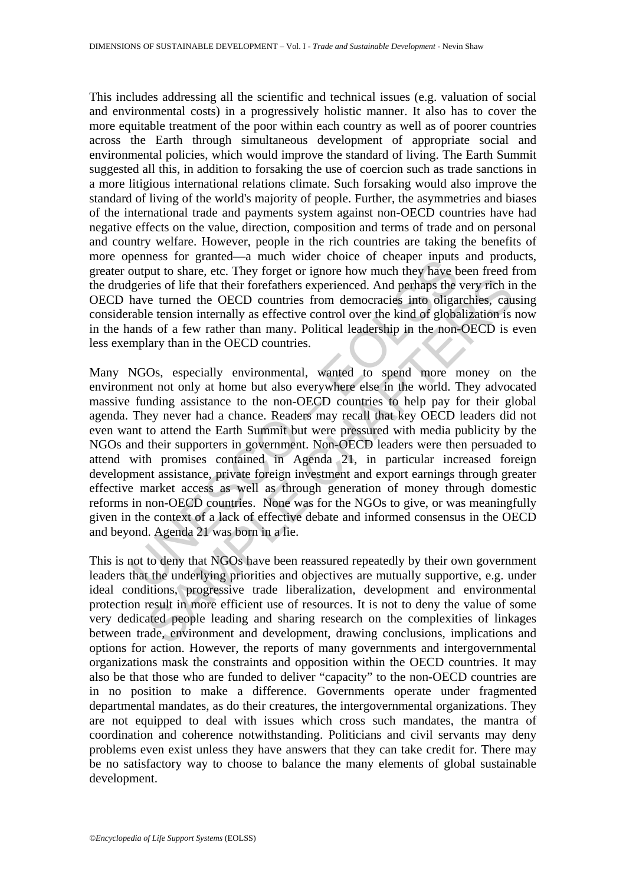This includes addressing all the scientific and technical issues (e.g. valuation of social and environmental costs) in a progressively holistic manner. It also has to cover the more equitable treatment of the poor within each country as well as of poorer countries across the Earth through simultaneous development of appropriate social and environmental policies, which would improve the standard of living. The Earth Summit suggested all this, in addition to forsaking the use of coercion such as trade sanctions in a more litigious international relations climate. Such forsaking would also improve the standard of living of the world's majority of people. Further, the asymmetries and biases of the international trade and payments system against non-OECD countries have had negative effects on the value, direction, composition and terms of trade and on personal and country welfare. However, people in the rich countries are taking the benefits of more openness for granted—a much wider choice of cheaper inputs and products, greater output to share, etc. They forget or ignore how much they have been freed from the drudgeries of life that their forefathers experienced. And perhaps the very rich in the OECD have turned the OECD countries from democracies into oligarchies, causing considerable tension internally as effective control over the kind of globalization is now in the hands of a few rather than many. Political leadership in the non-OECD is even less exemplary than in the OECD countries.

Many NGOs, especially environmental, wanted to spend more money on the environment not only at home but also everywhere else in the world. They advocated massive funding assistance to the non-OECD countries to help pay for their global agenda. They never had a chance. Readers may recall that key OECD leaders did not even want to attend the Earth Summit but were pressured with media publicity by the NGOs and their supporters in government. Non-OECD leaders were then persuaded to attend with promises contained in Agenda 21, in particular increased foreign development assistance, private foreign investment and export earnings through greater effective market access as well as through generation of money through domestic reforms in non-OECD countries. None was for the NGOs to give, or was meaningfully given in the context of a lack of effective debate and informed consensus in the OECD and beyond. Agenda 21 was born in a lie.

This is not to deny that NGOs have been reassured repeatedly by their own government leaders that the underlying priorities and objectives are mutually supportive, e.g. under ideal conditions, progressive trade liberalization, development and environmental protection result in more efficient use of resources. It is not to deny the value of some very dedicated people leading and sharing research on the complexities of linkages between trade, environment and development, drawing conclusions, implications and options for action. However, the reports of many governments and intergovernmental organizations mask the constraints and opposition within the OECD countries. It may also be that those who are funded to deliver "capacity" to the non-OECD countries are in no position to make a difference. Governments operate under fragmented departmental mandates, as do their creatures, the intergovernmental organizations. They are not equipped to deal with issues which cross such mandates, the mantra of coordination and coherence notwithstanding. Politicians and civil servants may deny problems even exist unless they have answers that they can take credit for. There may be no satisfactory way to choose to balance the many elements of global sustainable development.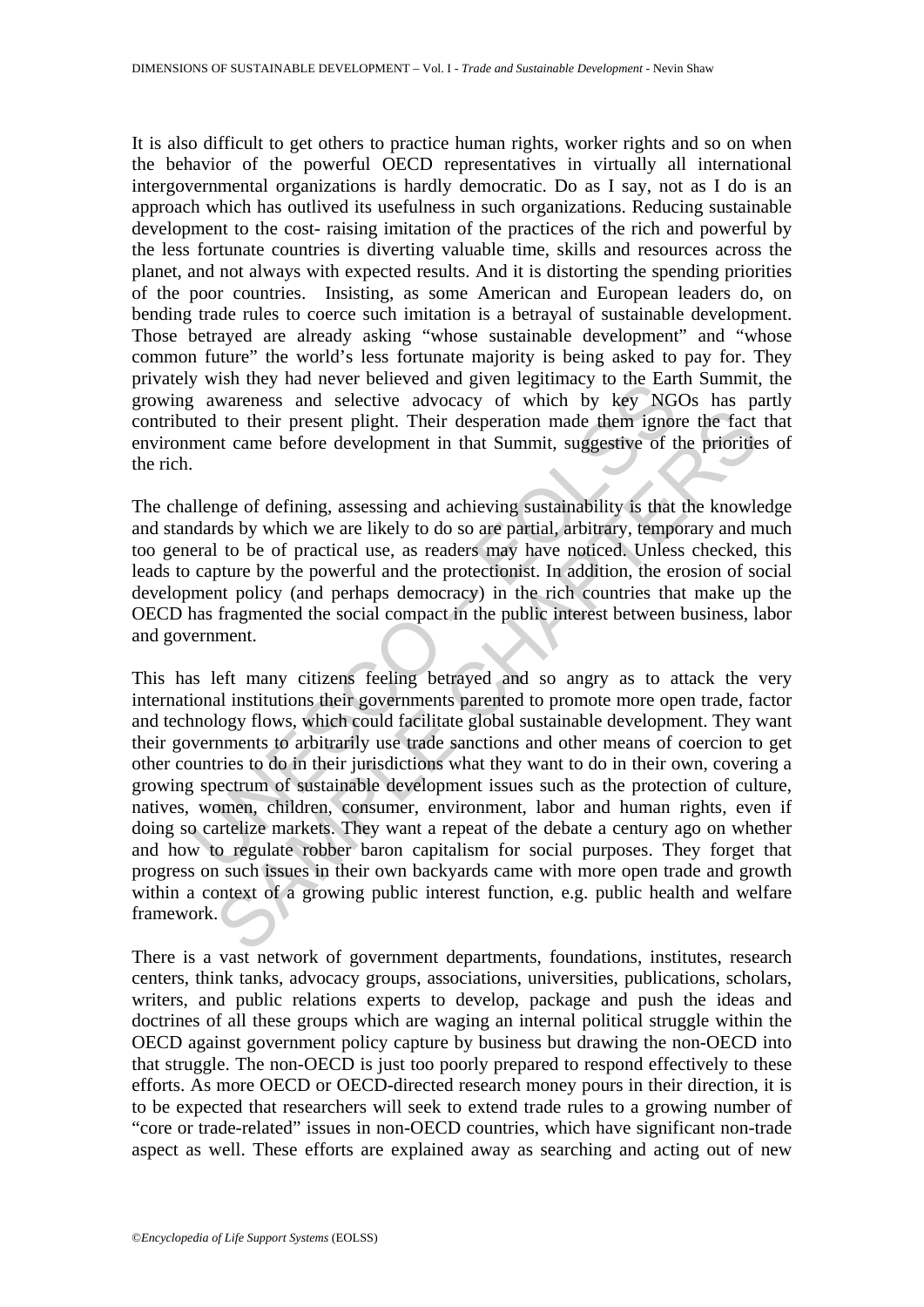It is also difficult to get others to practice human rights, worker rights and so on when the behavior of the powerful OECD representatives in virtually all international intergovernmental organizations is hardly democratic. Do as I say, not as I do is an approach which has outlived its usefulness in such organizations. Reducing sustainable development to the cost- raising imitation of the practices of the rich and powerful by the less fortunate countries is diverting valuable time, skills and resources across the planet, and not always with expected results. And it is distorting the spending priorities of the poor countries. Insisting, as some American and European leaders do, on bending trade rules to coerce such imitation is a betrayal of sustainable development. Those betrayed are already asking "whose sustainable development" and "whose common future" the world's less fortunate majority is being asked to pay for. They privately wish they had never believed and given legitimacy to the Earth Summit, the growing awareness and selective advocacy of which by key NGOs has partly contributed to their present plight. Their desperation made them ignore the fact that environment came before development in that Summit, suggestive of the priorities of the rich.

The challenge of defining, assessing and achieving sustainability is that the knowledge and standards by which we are likely to do so are partial, arbitrary, temporary and much too general to be of practical use, as readers may have noticed. Unless checked, this leads to capture by the powerful and the protectionist. In addition, the erosion of social development policy (and perhaps democracy) in the rich countries that make up the OECD has fragmented the social compact in the public interest between business, labor and government.

This has left many citizens feeling betrayed and so angry as to attack the very international institutions their governments parented to promote more open trade, factor and technology flows, which could facilitate global sustainable development. They want their governments to arbitrarily use trade sanctions and other means of coercion to get other countries to do in their jurisdictions what they want to do in their own, covering a growing spectrum of sustainable development issues such as the protection of culture, natives, women, children, consumer, environment, labor and human rights, even if doing so cartelize markets. They want a repeat of the debate a century ago on whether and how to regulate robber baron capitalism for social purposes. They forget that progress on such issues in their own backyards came with more open trade and growth within a context of a growing public interest function, e.g. public health and welfare framework.

There is a vast network of government departments, foundations, institutes, research centers, think tanks, advocacy groups, associations, universities, publications, scholars, writers, and public relations experts to develop, package and push the ideas and doctrines of all these groups which are waging an internal political struggle within the OECD against government policy capture by business but drawing the non-OECD into that struggle. The non-OECD is just too poorly prepared to respond effectively to these efforts. As more OECD or OECD-directed research money pours in their direction, it is to be expected that researchers will seek to extend trade rules to a growing number of "core or trade-related" issues in non-OECD countries, which have significant non-trade aspect as well. These efforts are explained away as searching and acting out of new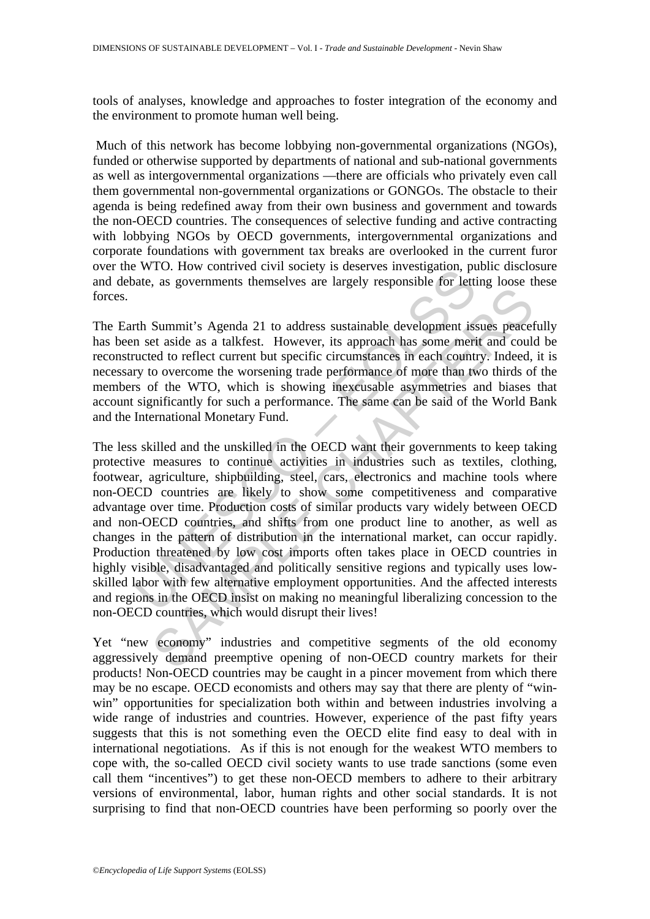tools of analyses, knowledge and approaches to foster integration of the economy and the environment to promote human well being.

Much of this network has become lobbying non-governmental organizations (NGOs), funded or otherwise supported by departments of national and sub-national governments as well as intergovernmental organizations —there are officials who privately even call them governmental non-governmental organizations or GONGOs. The obstacle to their agenda is being redefined away from their own business and government and towards the non-OECD countries. The consequences of selective funding and active contracting with lobbying NGOs by OECD governments, intergovernmental organizations and corporate foundations with government tax breaks are overlooked in the current furor over the WTO. How contrived civil society is deserves investigation, public disclosure and debate, as governments themselves are largely responsible for letting loose these forces.

The Earth Summit's Agenda 21 to address sustainable development issues peacefully has been set aside as a talkfest. However, its approach has some merit and could be reconstructed to reflect current but specific circumstances in each country. Indeed, it is necessary to overcome the worsening trade performance of more than two thirds of the members of the WTO, which is showing inexcusable asymmetries and biases that account significantly for such a performance. The same can be said of the World Bank and the International Monetary Fund.

The less skilled and the unskilled in the OECD want their governments to keep taking protective measures to continue activities in industries such as textiles, clothing, footwear, agriculture, shipbuilding, steel, cars, electronics and machine tools where non-OECD countries are likely to show some competitiveness and comparative advantage over time. Production costs of similar products vary widely between OECD and non-OECD countries, and shifts from one product line to another, as well as changes in the pattern of distribution in the international market, can occur rapidly. Production threatened by low cost imports often takes place in OECD countries in highly visible, disadvantaged and politically sensitive regions and typically uses low-skilled labor with few alternative employment opportunities. And the affected interests and regions in the OECD insist on making no meaningful liberalizing concession to the non-OECD countries, which would disrupt their lives!

Yet "new economy" industries and competitive segments of the old economy aggressively demand preemptive opening of non-OECD country markets for their products! Non-OECD countries may be caught in a pincer movement from which there may be no escape. OECD economists and others may say that there are plenty of "win-win" opportunities for specialization both within and between industries involving a wide range of industries and countries. However, experience of the past fifty years suggests that this is not something even the OECD elite find easy to deal with in international negotiations. As if this is not enough for the weakest WTO members to cope with, the so-called OECD civil society wants to use trade sanctions (some even call them "incentives") to get these non-OECD members to adhere to their arbitrary versions of environmental, labor, human rights and other social standards. It is not surprising to find that non-OECD countries have been performing so poorly over the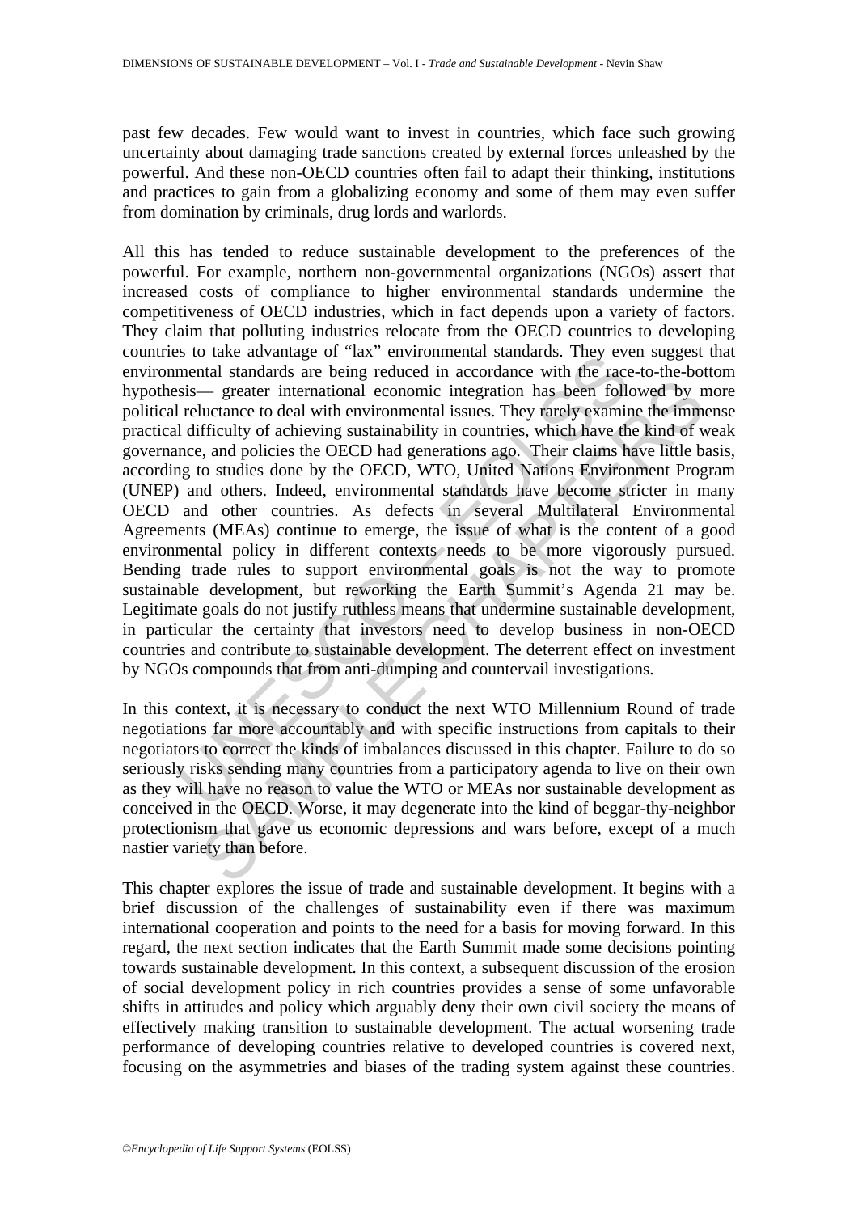past few decades. Few would want to invest in countries, which face such growing uncertainty about damaging trade sanctions created by external forces unleashed by the powerful. And these non-OECD countries often fail to adapt their thinking, institutions and practices to gain from a globalizing economy and some of them may even suffer from domination by criminals, drug lords and warlords.

All this has tended to reduce sustainable development to the preferences of the powerful. For example, northern non-governmental organizations (NGOs) assert that increased costs of compliance to higher environmental standards undermine the competitiveness of OECD industries, which in fact depends upon a variety of factors. They claim that polluting industries relocate from the OECD countries to developing countries to take advantage of "lax" environmental standards. They even suggest that environmental standards are being reduced in accordance with the race-to-the-bottom hypothesis— greater international economic integration has been followed by more political reluctance to deal with environmental issues. They rarely examine the immense practical difficulty of achieving sustainability in countries, which have the kind of weak governance, and policies the OECD had generations ago. Their claims have little basis, according to studies done by the OECD, WTO, United Nations Environment Program (UNEP) and others. Indeed, environmental standards have become stricter in many OECD and other countries. As defects in several Multilateral Environmental Agreements (MEAs) continue to emerge, the issue of what is the content of a good environmental policy in different contexts needs to be more vigorously pursued. Bending trade rules to support environmental goals is not the way to promote sustainable development, but reworking the Earth Summit's Agenda 21 may be. Legitimate goals do not justify ruthless means that undermine sustainable development, in particular the certainty that investors need to develop business in non-OECD countries and contribute to sustainable development. The deterrent effect on investment by NGOs compounds that from anti-dumping and countervail investigations.

In this context, it is necessary to conduct the next WTO Millennium Round of trade negotiations far more accountably and with specific instructions from capitals to their negotiators to correct the kinds of imbalances discussed in this chapter. Failure to do so seriously risks sending many countries from a participatory agenda to live on their own as they will have no reason to value the WTO or MEAs nor sustainable development as conceived in the OECD. Worse, it may degenerate into the kind of beggar-thy-neighbor protectionism that gave us economic depressions and wars before, except of a much nastier variety than before.

This chapter explores the issue of trade and sustainable development. It begins with a brief discussion of the challenges of sustainability even if there was maximum international cooperation and points to the need for a basis for moving forward. In this regard, the next section indicates that the Earth Summit made some decisions pointing towards sustainable development. In this context, a subsequent discussion of the erosion of social development policy in rich countries provides a sense of some unfavorable shifts in attitudes and policy which arguably deny their own civil society the means of effectively making transition to sustainable development. The actual worsening trade performance of developing countries relative to developed countries is covered next, focusing on the asymmetries and biases of the trading system against these countries.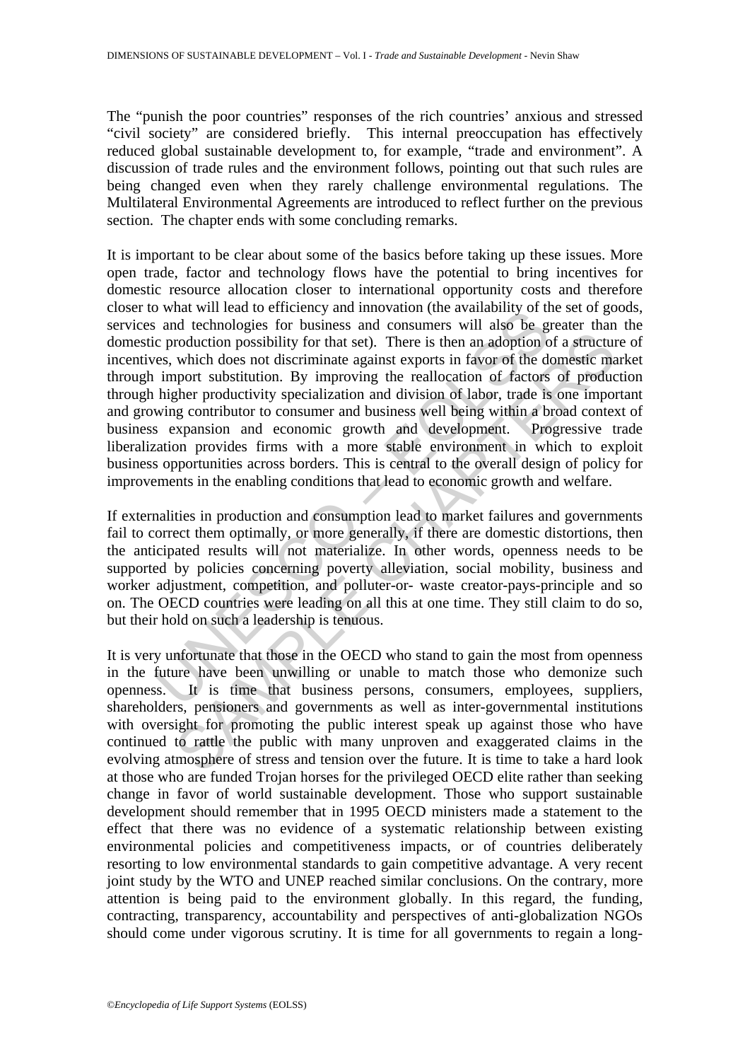The "punish the poor countries" responses of the rich countries' anxious and stressed "civil society" are considered briefly. This internal preoccupation has effectively reduced global sustainable development to, for example, "trade and environment". A discussion of trade rules and the environment follows, pointing out that such rules are being changed even when they rarely challenge environmental regulations. The Multilateral Environmental Agreements are introduced to reflect further on the previous section. The chapter ends with some concluding remarks.

It is important to be clear about some of the basics before taking up these issues. More open trade, factor and technology flows have the potential to bring incentives for domestic resource allocation closer to international opportunity costs and therefore closer to what will lead to efficiency and innovation (the availability of the set of goods, services and technologies for business and consumers will also be greater than the domestic production possibility for that set). There is then an adoption of a structure of incentives, which does not discriminate against exports in favor of the domestic market through import substitution. By improving the reallocation of factors of production through higher productivity specialization and division of labor, trade is one important and growing contributor to consumer and business well being within a broad context of business expansion and economic growth and development. Progressive trade liberalization provides firms with a more stable environment in which to exploit business opportunities across borders. This is central to the overall design of policy for improvements in the enabling conditions that lead to economic growth and welfare.

If externalities in production and consumption lead to market failures and governments fail to correct them optimally, or more generally, if there are domestic distortions, then the anticipated results will not materialize. In other words, openness needs to be supported by policies concerning poverty alleviation, social mobility, business and worker adjustment, competition, and polluter-or- waste creator-pays-principle and so on. The OECD countries were leading on all this at one time. They still claim to do so, but their hold on such a leadership is tenuous.

It is very unfortunate that those in the OECD who stand to gain the most from openness in the future have been unwilling or unable to match those who demonize such openness. It is time that business persons, consumers, employees, suppliers, shareholders, pensioners and governments as well as inter-governmental institutions with oversight for promoting the public interest speak up against those who have continued to rattle the public with many unproven and exaggerated claims in the evolving atmosphere of stress and tension over the future. It is time to take a hard look at those who are funded Trojan horses for the privileged OECD elite rather than seeking change in favor of world sustainable development. Those who support sustainable development should remember that in 1995 OECD ministers made a statement to the effect that there was no evidence of a systematic relationship between existing environmental policies and competitiveness impacts, or of countries deliberately resorting to low environmental standards to gain competitive advantage. A very recent joint study by the WTO and UNEP reached similar conclusions. On the contrary, more attention is being paid to the environment globally. In this regard, the funding, contracting, transparency, accountability and perspectives of anti-globalization NGOs should come under vigorous scrutiny. It is time for all governments to regain a long-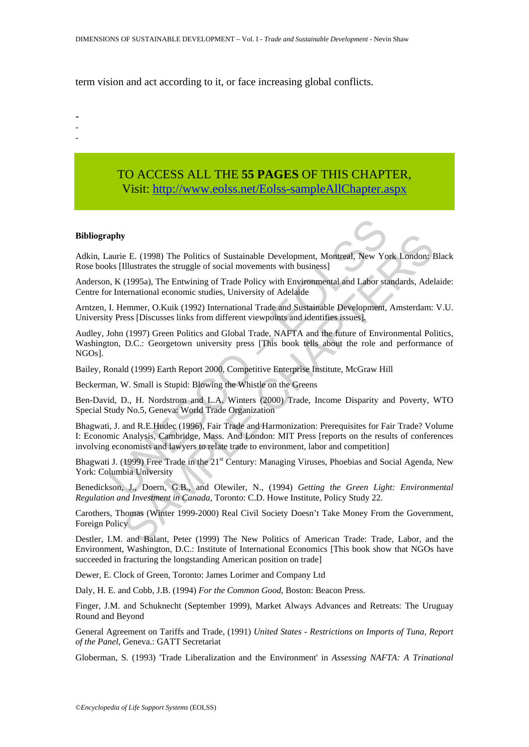term vision and act according to it, or face increasing global conflicts.

-
-
-

TO ACCESS ALL THE **55 PAGES** OF THIS CHAPTER,
Visit: http://www.eolss.net/Eolss-sampleAllChapter.aspx

**Bibliography**

Adkin, Laurie E. (1998) The Politics of Sustainable Development, Montreal, New York London: Black Rose books [Illustrates the struggle of social movements with business]

Anderson, K (1995a), The Entwining of Trade Policy with Environmental and Labor standards, Adelaide: Centre for International economic studies, University of Adelaide

Arntzen, I. Hemmer, O.Kuik (1992) International Trade and Sustainable Development, Amsterdam: V.U. University Press [Discusses links from different viewpoints and identifies issues].

Audley, John (1997) Green Politics and Global Trade, NAFTA and the future of Environmental Politics, Washington, D.C.: Georgetown university press [This book tells about the role and performance of NGOs].

Bailey, Ronald (1999) Earth Report 2000, Competitive Enterprise Institute, McGraw Hill

Beckerman, W. Small is Stupid: Blowing the Whistle on the Greens

Ben-David, D., H. Nordstrom and L.A. Winters (2000) Trade, Income Disparity and Poverty, WTO Special Study No.5, Geneva: World Trade Organization

Bhagwati, J. and R.E.Hudec (1996), Fair Trade and Harmonization: Prerequisites for Fair Trade? Volume I: Economic Analysis, Cambridge, Mass. And London: MIT Press [reports on the results of conferences involving economists and lawyers to relate trade to environment, labor and competition]

Bhagwati J. (1999) Free Trade in the 21st Century: Managing Viruses, Phoebias and Social Agenda, New York: Columbia University

Benedickson, J., Doern, G.B., and Olewiler, N., (1994) *Getting the Green Light: Environmental Regulation and Investment in Canada*, Toronto: C.D. Howe Institute, Policy Study 22.

Carothers, Thomas (Winter 1999-2000) Real Civil Society Doesn't Take Money From the Government, Foreign Policy

Destler, I.M. and Balant, Peter (1999) The New Politics of American Trade: Trade, Labor, and the Environment, Washington, D.C.: Institute of International Economics [This book show that NGOs have succeeded in fracturing the longstanding American position on trade]

Dewer, E. Clock of Green, Toronto: James Lorimer and Company Ltd

Daly, H. E. and Cobb, J.B. (1994) *For the Common Good*, Boston: Beacon Press.

Finger, J.M. and Schuknecht (September 1999), Market Always Advances and Retreats: The Uruguay Round and Beyond

General Agreement on Tariffs and Trade, (1991) *United States - Restrictions on Imports of Tuna, Report of the Panel*, Geneva.: GATT Secretariat

Globerman, S. (1993) 'Trade Liberalization and the Environment' in *Assessing NAFTA: A Trinational*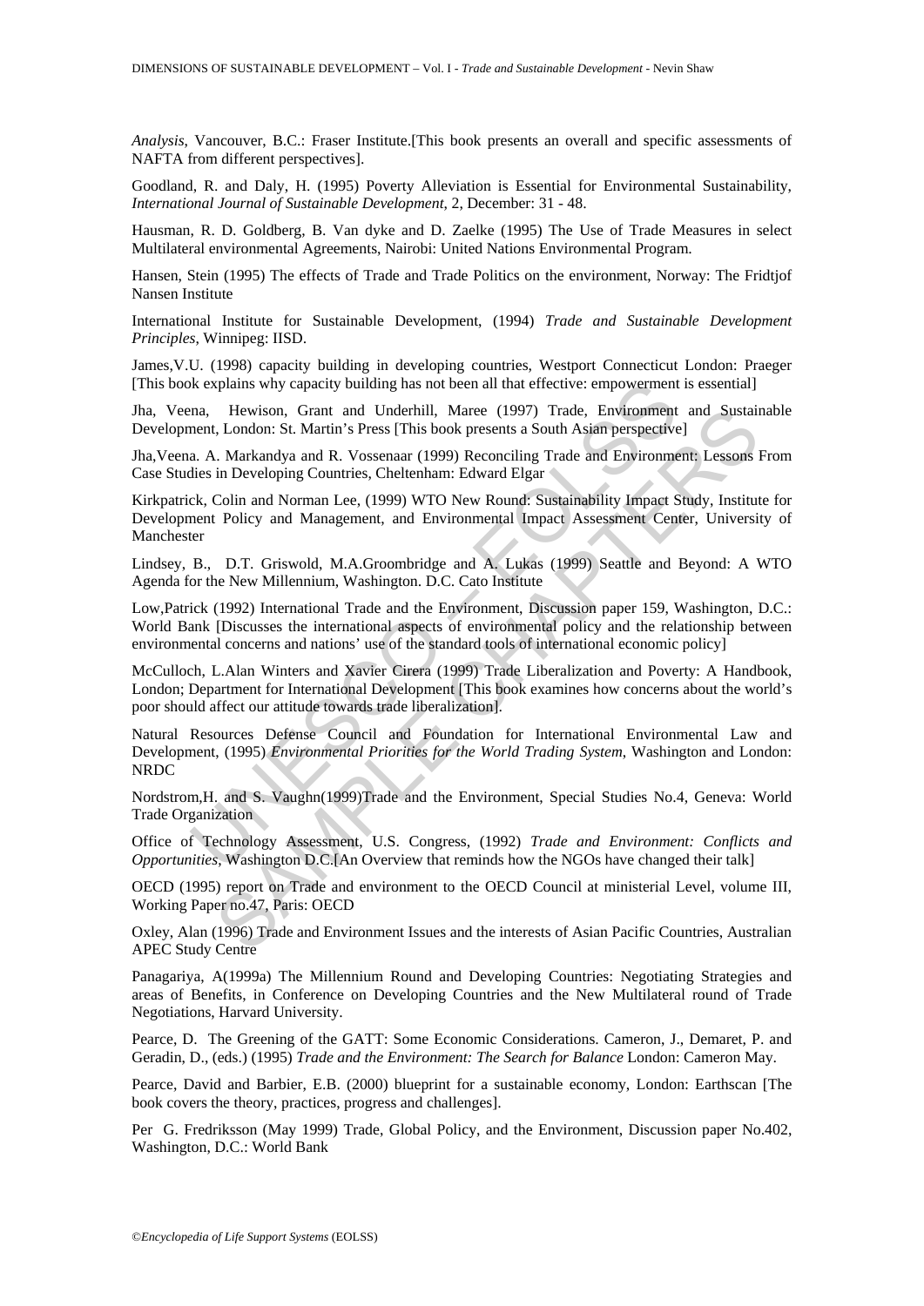*Analysis*, Vancouver, B.C.: Fraser Institute.[This book presents an overall and specific assessments of NAFTA from different perspectives].

Goodland, R. and Daly, H. (1995) Poverty Alleviation is Essential for Environmental Sustainability, *International Journal of Sustainable Development*, 2, December: 31 - 48.

Hausman, R. D. Goldberg, B. Van dyke and D. Zaelke (1995) The Use of Trade Measures in select Multilateral environmental Agreements, Nairobi: United Nations Environmental Program.

Hansen, Stein (1995) The effects of Trade and Trade Politics on the environment, Norway: The Fridtjof Nansen Institute

International Institute for Sustainable Development, (1994) *Trade and Sustainable Development Principles*, Winnipeg: IISD.

James,V.U. (1998) capacity building in developing countries, Westport Connecticut London: Praeger [This book explains why capacity building has not been all that effective: empowerment is essential]

Jha, Veena, Hewison, Grant and Underhill, Maree (1997) Trade, Environment and Sustainable Development, London: St. Martin's Press [This book presents a South Asian perspective]

Jha,Veena. A. Markandya and R. Vossenaar (1999) Reconciling Trade and Environment: Lessons From Case Studies in Developing Countries, Cheltenham: Edward Elgar

Kirkpatrick, Colin and Norman Lee, (1999) WTO New Round: Sustainability Impact Study, Institute for Development Policy and Management, and Environmental Impact Assessment Center, University of Manchester

Lindsey, B., D.T. Griswold, M.A.Groombridge and A. Lukas (1999) Seattle and Beyond: A WTO Agenda for the New Millennium, Washington. D.C. Cato Institute

Low,Patrick (1992) International Trade and the Environment, Discussion paper 159, Washington, D.C.: World Bank [Discusses the international aspects of environmental policy and the relationship between environmental concerns and nations' use of the standard tools of international economic policy]

McCulloch, L.Alan Winters and Xavier Cirera (1999) Trade Liberalization and Poverty: A Handbook, London; Department for International Development [This book examines how concerns about the world's poor should affect our attitude towards trade liberalization].

Natural Resources Defense Council and Foundation for International Environmental Law and Development, (1995) *Environmental Priorities for the World Trading System*, Washington and London: NRDC

Nordstrom,H. and S. Vaughn(1999)Trade and the Environment, Special Studies No.4, Geneva: World Trade Organization

Office of Technology Assessment, U.S. Congress, (1992) *Trade and Environment: Conflicts and Opportunities*, Washington D.C.[An Overview that reminds how the NGOs have changed their talk]

OECD (1995) report on Trade and environment to the OECD Council at ministerial Level, volume III, Working Paper no.47, Paris: OECD

Oxley, Alan (1996) Trade and Environment Issues and the interests of Asian Pacific Countries, Australian APEC Study Centre

Panagariya, A(1999a) The Millennium Round and Developing Countries: Negotiating Strategies and areas of Benefits, in Conference on Developing Countries and the New Multilateral round of Trade Negotiations, Harvard University.

Pearce, D. The Greening of the GATT: Some Economic Considerations. Cameron, J., Demaret, P. and Geradin, D., (eds.) (1995) *Trade and the Environment: The Search for Balance* London: Cameron May.

Pearce, David and Barbier, E.B. (2000) blueprint for a sustainable economy, London: Earthscan [The book covers the theory, practices, progress and challenges].

Per G. Fredriksson (May 1999) Trade, Global Policy, and the Environment, Discussion paper No.402, Washington, D.C.: World Bank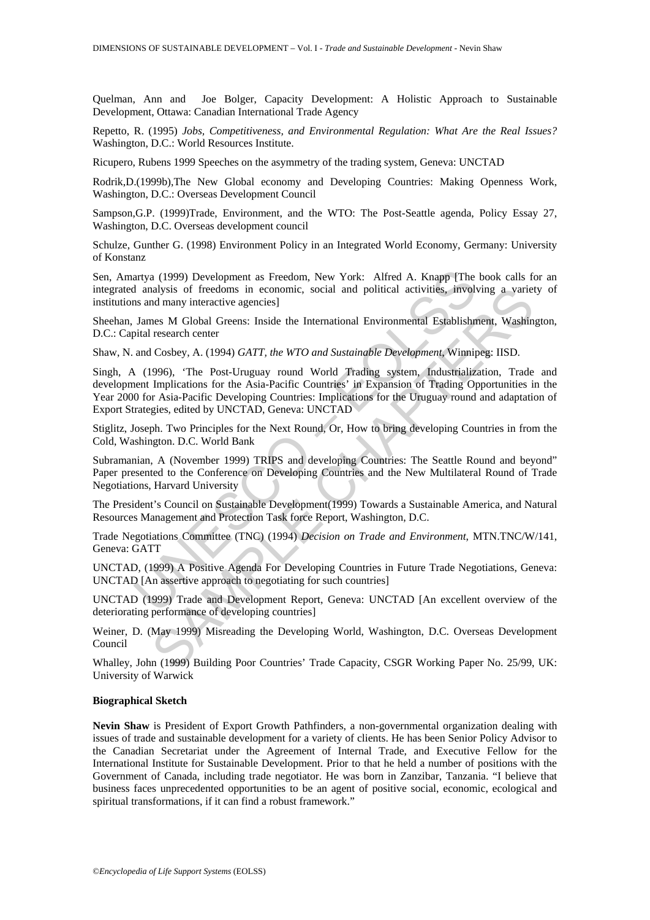Quelman, Ann and Joe Bolger, Capacity Development: A Holistic Approach to Sustainable Development, Ottawa: Canadian International Trade Agency

Repetto, R. (1995) *Jobs, Competitiveness, and Environmental Regulation: What Are the Real Issues?* Washington, D.C.: World Resources Institute.

Ricupero, Rubens 1999 Speeches on the asymmetry of the trading system, Geneva: UNCTAD

Rodrik,D.(1999b),The New Global economy and Developing Countries: Making Openness Work, Washington, D.C.: Overseas Development Council

Sampson,G.P. (1999)Trade, Environment, and the WTO: The Post-Seattle agenda, Policy Essay 27, Washington, D.C. Overseas development council

Schulze, Gunther G. (1998) Environment Policy in an Integrated World Economy, Germany: University of Konstanz

Sen, Amartya (1999) Development as Freedom, New York: Alfred A. Knapp [The book calls for an integrated analysis of freedoms in economic, social and political activities, involving a variety of institutions and many interactive agencies]

Sheehan, James M Global Greens: Inside the International Environmental Establishment, Washington, D.C.: Capital research center

Shaw, N. and Cosbey, A. (1994) *GATT, the WTO and Sustainable Development*, Winnipeg: IISD.

Singh, A (1996), 'The Post-Uruguay round World Trading system, Industrialization, Trade and development Implications for the Asia-Pacific Countries' in Expansion of Trading Opportunities in the Year 2000 for Asia-Pacific Developing Countries: Implications for the Uruguay round and adaptation of Export Strategies, edited by UNCTAD, Geneva: UNCTAD

Stiglitz, Joseph. Two Principles for the Next Round, Or, How to bring developing Countries in from the Cold, Washington. D.C. World Bank

Subramanian, A (November 1999) TRIPS and developing Countries: The Seattle Round and beyond" Paper presented to the Conference on Developing Countries and the New Multilateral Round of Trade Negotiations, Harvard University

The President's Council on Sustainable Development(1999) Towards a Sustainable America, and Natural Resources Management and Protection Task force Report, Washington, D.C.

Trade Negotiations Committee (TNC) (1994) *Decision on Trade and Environment*, MTN.TNC/W/141, Geneva: GATT

UNCTAD, (1999) A Positive Agenda For Developing Countries in Future Trade Negotiations, Geneva: UNCTAD [An assertive approach to negotiating for such countries]

UNCTAD (1999) Trade and Development Report, Geneva: UNCTAD [An excellent overview of the deteriorating performance of developing countries]

Weiner, D. (May 1999) Misreading the Developing World, Washington, D.C. Overseas Development Council

Whalley, John (1999) Building Poor Countries' Trade Capacity, CSGR Working Paper No. 25/99, UK: University of Warwick

**Biographical Sketch**

**Nevin Shaw** is President of Export Growth Pathfinders, a non-governmental organization dealing with issues of trade and sustainable development for a variety of clients. He has been Senior Policy Advisor to the Canadian Secretariat under the Agreement of Internal Trade, and Executive Fellow for the International Institute for Sustainable Development. Prior to that he held a number of positions with the Government of Canada, including trade negotiator. He was born in Zanzibar, Tanzania. "I believe that business faces unprecedented opportunities to be an agent of positive social, economic, ecological and spiritual transformations, if it can find a robust framework."